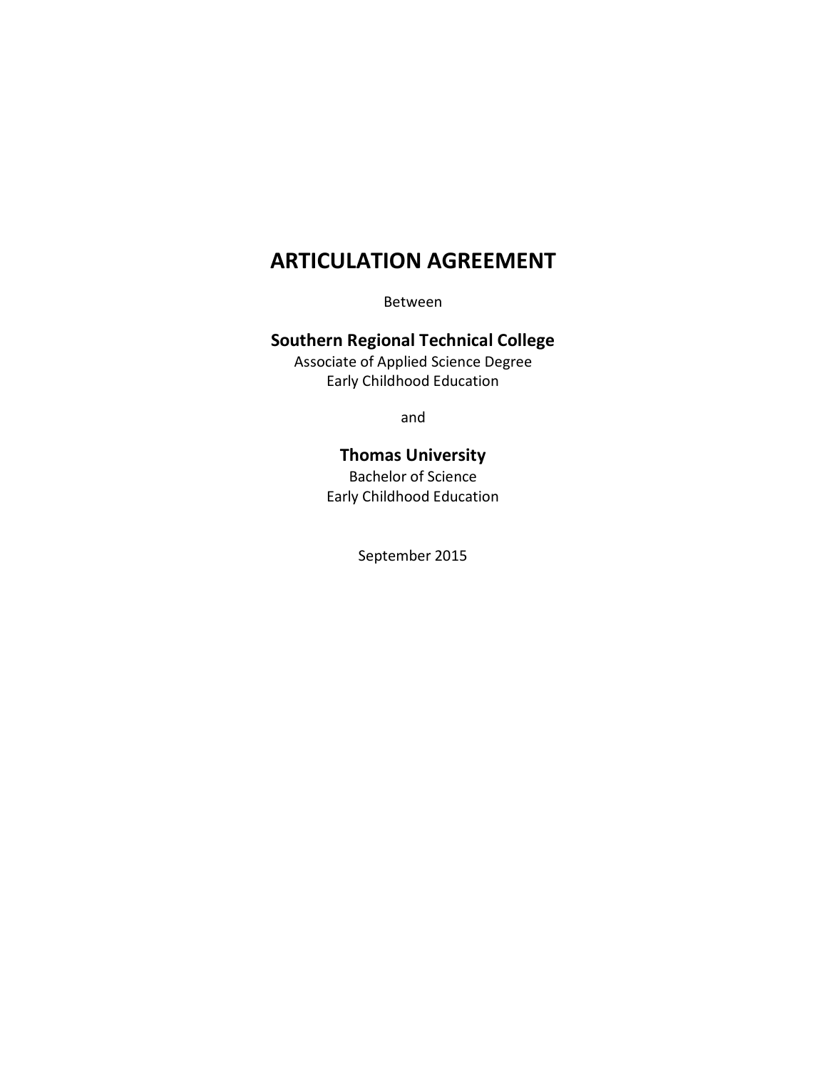# ARTICULATION AGREEMENT

Between

## Southern Regional Technical College

Associate of Applied Science Degree
Early Childhood Education

and

## Thomas University

Bachelor of Science
Early Childhood Education

September 2015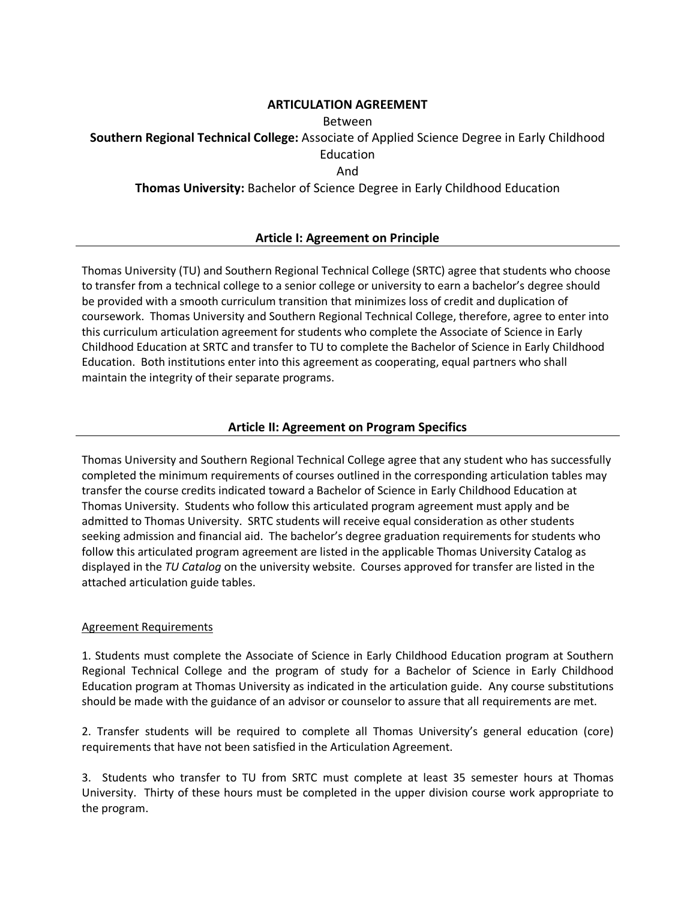**ARTICULATION AGREEMENT**

Between

**Southern Regional Technical College:** Associate of Applied Science Degree in Early Childhood Education

And

**Thomas University:** Bachelor of Science Degree in Early Childhood Education

## Article I: Agreement on Principle

Thomas University (TU) and Southern Regional Technical College (SRTC) agree that students who choose to transfer from a technical college to a senior college or university to earn a bachelor's degree should be provided with a smooth curriculum transition that minimizes loss of credit and duplication of coursework. Thomas University and Southern Regional Technical College, therefore, agree to enter into this curriculum articulation agreement for students who complete the Associate of Science in Early Childhood Education at SRTC and transfer to TU to complete the Bachelor of Science in Early Childhood Education. Both institutions enter into this agreement as cooperating, equal partners who shall maintain the integrity of their separate programs.

## Article II: Agreement on Program Specifics

Thomas University and Southern Regional Technical College agree that any student who has successfully completed the minimum requirements of courses outlined in the corresponding articulation tables may transfer the course credits indicated toward a Bachelor of Science in Early Childhood Education at Thomas University. Students who follow this articulated program agreement must apply and be admitted to Thomas University. SRTC students will receive equal consideration as other students seeking admission and financial aid. The bachelor's degree graduation requirements for students who follow this articulated program agreement are listed in the applicable Thomas University Catalog as displayed in the *TU Catalog* on the university website. Courses approved for transfer are listed in the attached articulation guide tables.

<u>Agreement Requirements</u>

1. Students must complete the Associate of Science in Early Childhood Education program at Southern Regional Technical College and the program of study for a Bachelor of Science in Early Childhood Education program at Thomas University as indicated in the articulation guide. Any course substitutions should be made with the guidance of an advisor or counselor to assure that all requirements are met.

2. Transfer students will be required to complete all Thomas University's general education (core) requirements that have not been satisfied in the Articulation Agreement.

3. Students who transfer to TU from SRTC must complete at least 35 semester hours at Thomas University. Thirty of these hours must be completed in the upper division course work appropriate to the program.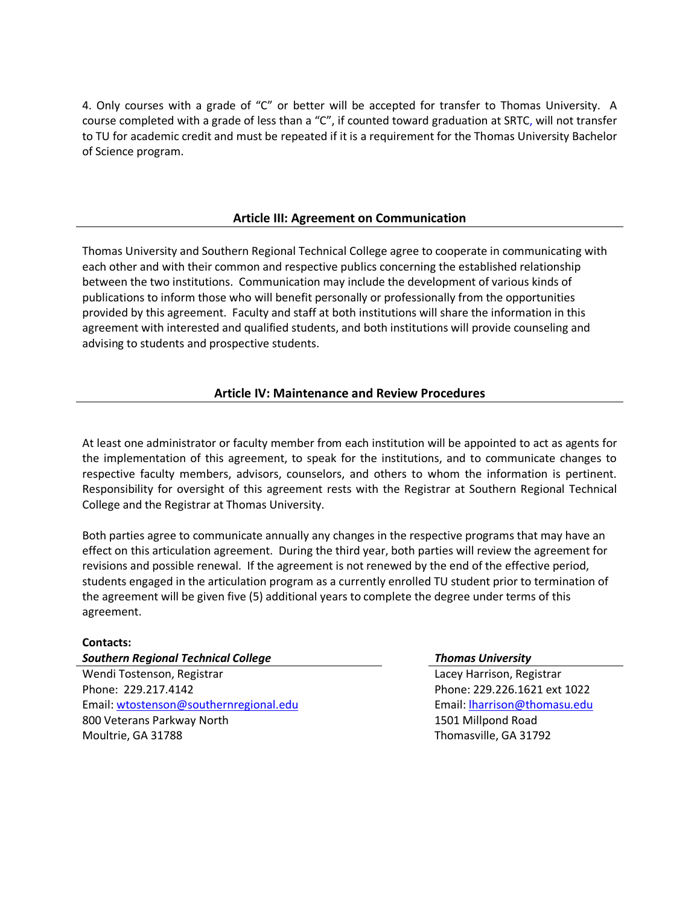4. Only courses with a grade of "C" or better will be accepted for transfer to Thomas University. A course completed with a grade of less than a "C", if counted toward graduation at SRTC, will not transfer to TU for academic credit and must be repeated if it is a requirement for the Thomas University Bachelor of Science program.

## Article III: Agreement on Communication

Thomas University and Southern Regional Technical College agree to cooperate in communicating with each other and with their common and respective publics concerning the established relationship between the two institutions. Communication may include the development of various kinds of publications to inform those who will benefit personally or professionally from the opportunities provided by this agreement. Faculty and staff at both institutions will share the information in this agreement with interested and qualified students, and both institutions will provide counseling and advising to students and prospective students.

## Article IV: Maintenance and Review Procedures

At least one administrator or faculty member from each institution will be appointed to act as agents for the implementation of this agreement, to speak for the institutions, and to communicate changes to respective faculty members, advisors, counselors, and others to whom the information is pertinent. Responsibility for oversight of this agreement rests with the Registrar at Southern Regional Technical College and the Registrar at Thomas University.

Both parties agree to communicate annually any changes in the respective programs that may have an effect on this articulation agreement. During the third year, both parties will review the agreement for revisions and possible renewal. If the agreement is not renewed by the end of the effective period, students engaged in the articulation program as a currently enrolled TU student prior to termination of the agreement will be given five (5) additional years to complete the degree under terms of this agreement.

**Contacts:**

***Southern Regional Technical College***

Wendi Tostenson, Registrar
Phone: 229.217.4142
Email: wtostenson@southernregional.edu
800 Veterans Parkway North
Moultrie, GA 31788

***Thomas University***

Lacey Harrison, Registrar
Phone: 229.226.1621 ext 1022
Email: lharrison@thomasu.edu
1501 Millpond Road
Thomasville, GA 31792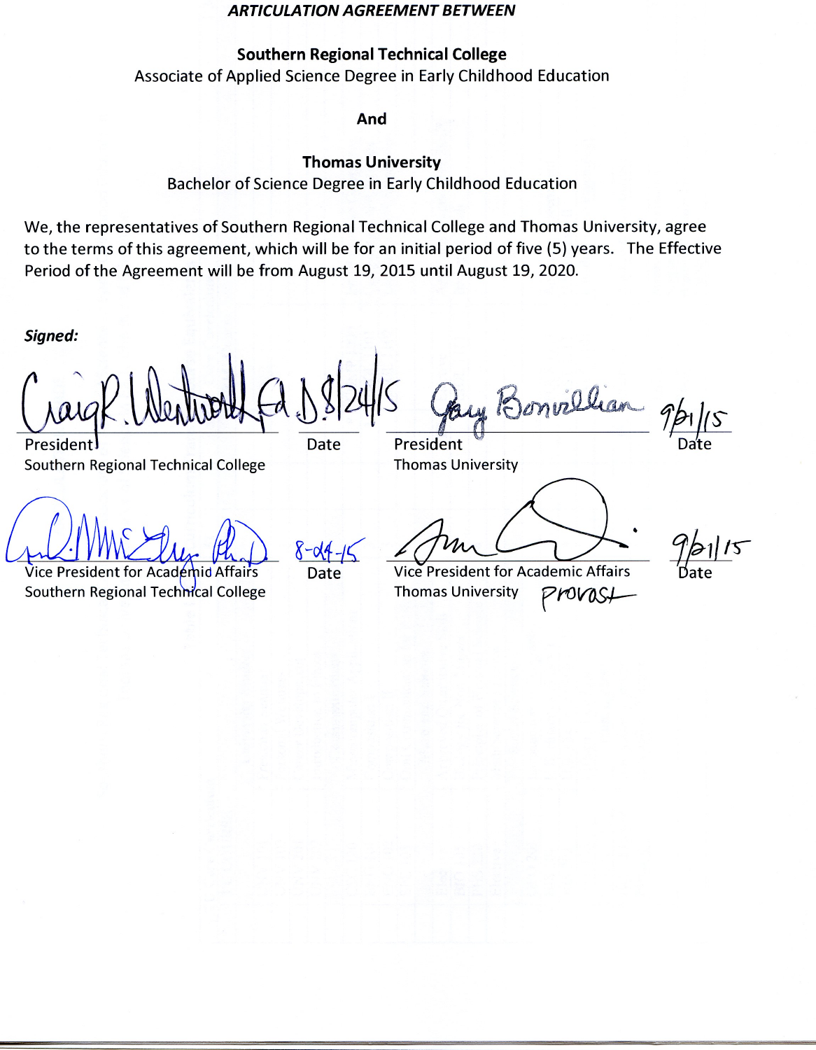***ARTICULATION AGREEMENT BETWEEN***

**Southern Regional Technical College**

Associate of Applied Science Degree in Early Childhood Education

**And**

**Thomas University**

Bachelor of Science Degree in Early Childhood Education

We, the representatives of Southern Regional Technical College and Thomas University, agree to the terms of this agreement, which will be for an initial period of five (5) years. The Effective Period of the Agreement will be from August 19, 2015 until August 19, 2020.

***Signed:***

| | | | |
|---|---|---|---|
| Craig R. Wentworth Ed.D. | 8/24/15 | Gary Bonvillian | 9/21/15 |
| President<br>Southern Regional Technical College | Date | President<br>Thomas University | Date |
| Ph.D. | 8-24-15 | | 9/21/15 |
| Vice President for Academic Affairs<br>Southern Regional Technical College | Date | Vice President for Academic Affairs<br>Thomas University Provost | Date |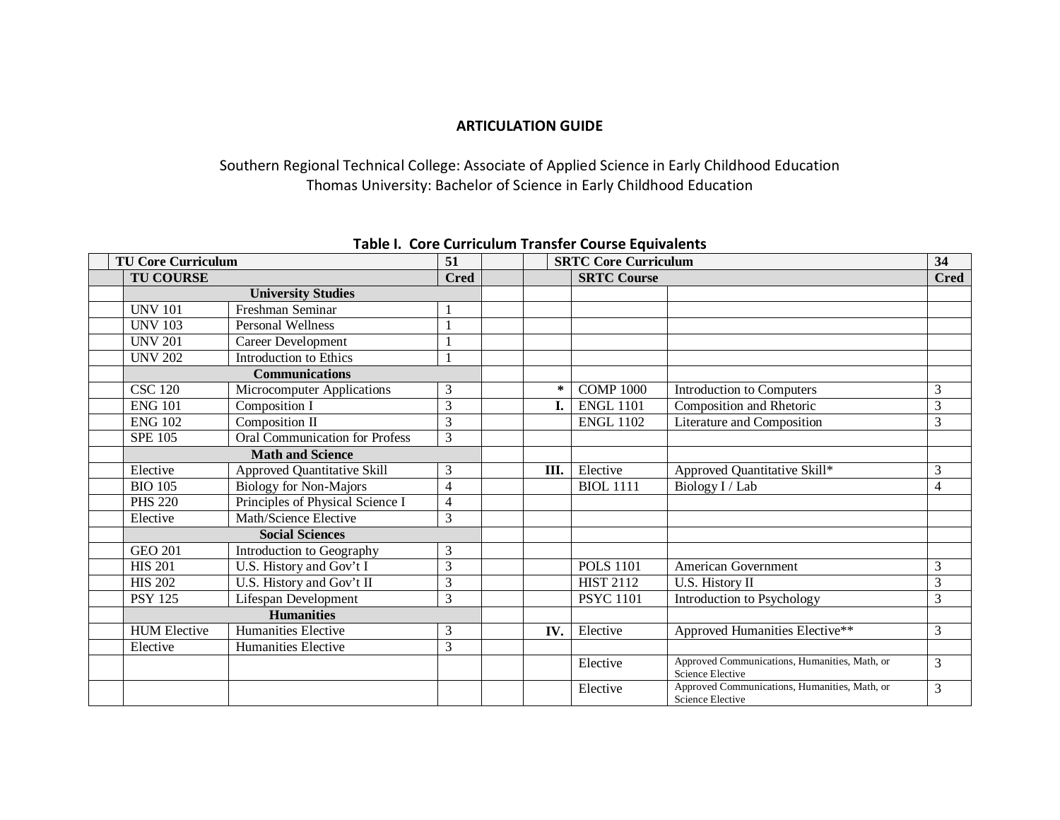**ARTICULATION GUIDE**

Southern Regional Technical College: Associate of Applied Science in Early Childhood Education
Thomas University: Bachelor of Science in Early Childhood Education

**Table I. Core Curriculum Transfer Course Equivalents**

| | TU Core Curriculum | | 51 | | | SRTC Core Curriculum | | 34 |
|---|---|---|---|---|---|---|---|---|
| | **TU COURSE** | | **Cred** | | | **SRTC Course** | | **Cred** |
| | **University Studies** | | | | | | | |
| | UNV 101 | Freshman Seminar | 1 | | | | | |
| | UNV 103 | Personal Wellness | 1 | | | | | |
| | UNV 201 | Career Development | 1 | | | | | |
| | UNV 202 | Introduction to Ethics | 1 | | | | | |
| | **Communications** | | | | | | | |
| | CSC 120 | Microcomputer Applications | 3 | | * | COMP 1000 | Introduction to Computers | 3 |
| | ENG 101 | Composition I | 3 | | I. | ENGL 1101 | Composition and Rhetoric | 3 |
| | ENG 102 | Composition II | 3 | | | ENGL 1102 | Literature and Composition | 3 |
| | SPE 105 | Oral Communication for Profess | 3 | | | | | |
| | **Math and Science** | | | | | | | |
| | Elective | Approved Quantitative Skill | 3 | | III. | Elective | Approved Quantitative Skill* | 3 |
| | BIO 105 | Biology for Non-Majors | 4 | | | BIOL 1111 | Biology I / Lab | 4 |
| | PHS 220 | Principles of Physical Science I | 4 | | | | | |
| | Elective | Math/Science Elective | 3 | | | | | |
| | **Social Sciences** | | | | | | | |
| | GEO 201 | Introduction to Geography | 3 | | | | | |
| | HIS 201 | U.S. History and Gov't I | 3 | | | POLS 1101 | American Government | 3 |
| | HIS 202 | U.S. History and Gov't II | 3 | | | HIST 2112 | U.S. History II | 3 |
| | PSY 125 | Lifespan Development | 3 | | | PSYC 1101 | Introduction to Psychology | 3 |
| | **Humanities** | | | | | | | |
| | HUM Elective | Humanities Elective | 3 | | IV. | Elective | Approved Humanities Elective** | 3 |
| | Elective | Humanities Elective | 3 | | | | | |
| | | | | | | Elective | Approved Communications, Humanities, Math, or Science Elective | 3 |
| | | | | | | Elective | Approved Communications, Humanities, Math, or Science Elective | 3 |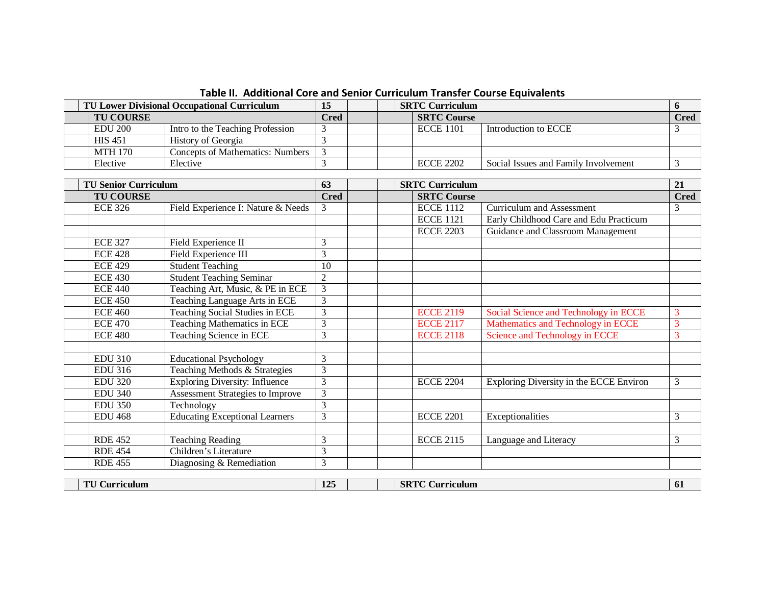## Table II. Additional Core and Senior Curriculum Transfer Course Equivalents

| | TU Lower Divisional Occupational Curriculum | | 15 | | | SRTC Curriculum | | 6 |
|---|---|---|---|---|---|---|---|---|
| | **TU COURSE** | | **Cred** | | | **SRTC Course** | | **Cred** |
| | EDU 200 | Intro to the Teaching Profession | 3 | | | ECCE 1101 | Introduction to ECCE | 3 |
| | HIS 451 | History of Georgia | 3 | | | | | |
| | MTH 170 | Concepts of Mathematics: Numbers | 3 | | | | | |
| | Elective | Elective | 3 | | | ECCE 2202 | Social Issues and Family Involvement | 3 |

| | TU Senior Curriculum | | 63 | | | SRTC Curriculum | | 21 |
|---|---|---|---|---|---|---|---|---|
| | **TU COURSE** | | **Cred** | | | **SRTC Course** | | **Cred** |
| | ECE 326 | Field Experience I: Nature & Needs | 3 | | | ECCE 1112 | Curriculum and Assessment | 3 |
| | | | | | | ECCE 1121 | Early Childhood Care and Edu Practicum | |
| | | | | | | ECCE 2203 | Guidance and Classroom Management | |
| | ECE 327 | Field Experience II | 3 | | | | | |
| | ECE 428 | Field Experience III | 3 | | | | | |
| | ECE 429 | Student Teaching | 10 | | | | | |
| | ECE 430 | Student Teaching Seminar | 2 | | | | | |
| | ECE 440 | Teaching Art, Music, & PE in ECE | 3 | | | | | |
| | ECE 450 | Teaching Language Arts in ECE | 3 | | | | | |
| | ECE 460 | Teaching Social Studies in ECE | 3 | | | ECCE 2119 | Social Science and Technology in ECCE | 3 |
| | ECE 470 | Teaching Mathematics in ECE | 3 | | | ECCE 2117 | Mathematics and Technology in ECCE | 3 |
| | ECE 480 | Teaching Science in ECE | 3 | | | ECCE 2118 | Science and Technology in ECCE | 3 |
| | | | | | | | | |
| | EDU 310 | Educational Psychology | 3 | | | | | |
| | EDU 316 | Teaching Methods & Strategies | 3 | | | | | |
| | EDU 320 | Exploring Diversity: Influence | 3 | | | ECCE 2204 | Exploring Diversity in the ECCE Environ | 3 |
| | EDU 340 | Assessment Strategies to Improve | 3 | | | | | |
| | EDU 350 | Technology | 3 | | | | | |
| | EDU 468 | Educating Exceptional Learners | 3 | | | ECCE 2201 | Exceptionalities | 3 |
| | | | | | | | | |
| | RDE 452 | Teaching Reading | 3 | | | ECCE 2115 | Language and Literacy | 3 |
| | RDE 454 | Children's Literature | 3 | | | | | |
| | RDE 455 | Diagnosing & Remediation | 3 | | | | | |

| | TU Curriculum | 125 | | | SRTC Curriculum | 61 |
|---|---|---|---|---|---|---|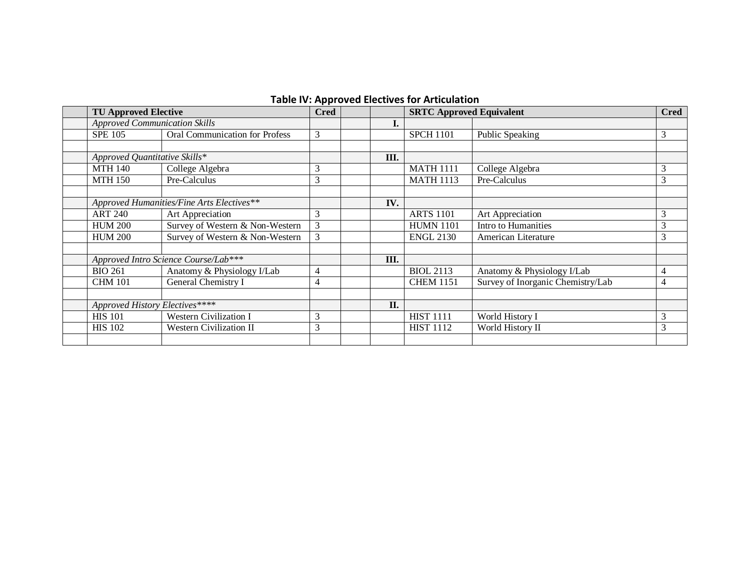**Table IV: Approved Electives for Articulation**

| | TU Approved Elective | | Cred | | | SRTC Approved Equivalent | | Cred |
|---|---|---|---|---|---|---|---|---|
| | *Approved Communication Skills* | | | | **I.** | | | |
| | SPE 105 | Oral Communication for Profess | 3 | | | SPCH 1101 | Public Speaking | 3 |
| | | | | | | | | |
| | *Approved Quantitative Skills** | | | | **III.** | | | |
| | MTH 140 | College Algebra | 3 | | | MATH 1111 | College Algebra | 3 |
| | MTH 150 | Pre-Calculus | 3 | | | MATH 1113 | Pre-Calculus | 3 |
| | | | | | | | | |
| | *Approved Humanities/Fine Arts Electives*** | | | | **IV.** | | | |
| | ART 240 | Art Appreciation | 3 | | | ARTS 1101 | Art Appreciation | 3 |
| | HUM 200 | Survey of Western & Non-Western | 3 | | | HUMN 1101 | Intro to Humanities | 3 |
| | HUM 200 | Survey of Western & Non-Western | 3 | | | ENGL 2130 | American Literature | 3 |
| | | | | | | | | |
| | *Approved Intro Science Course/Lab**** | | | | **III.** | | | |
| | BIO 261 | Anatomy & Physiology I/Lab | 4 | | | BIOL 2113 | Anatomy & Physiology I/Lab | 4 |
| | CHM 101 | General Chemistry I | 4 | | | CHEM 1151 | Survey of Inorganic Chemistry/Lab | 4 |
| | | | | | | | | |
| | *Approved History Electives***** | | | | **II.** | | | |
| | HIS 101 | Western Civilization I | 3 | | | HIST 1111 | World History I | 3 |
| | HIS 102 | Western Civilization II | 3 | | | HIST 1112 | World History II | 3 |
| | | | | | | | | |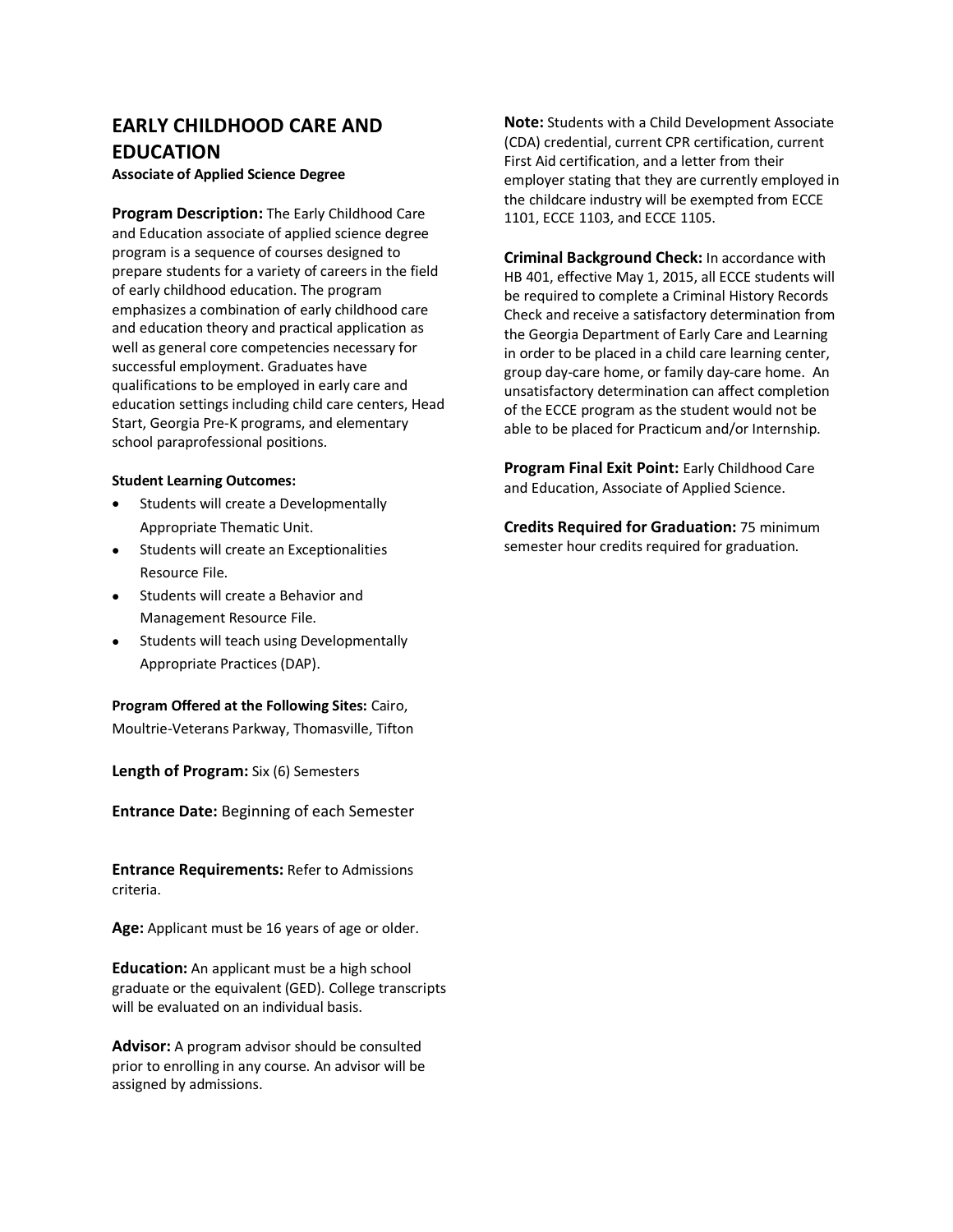# EARLY CHILDHOOD CARE AND EDUCATION

**Associate of Applied Science Degree**

**Program Description:** The Early Childhood Care and Education associate of applied science degree program is a sequence of courses designed to prepare students for a variety of careers in the field of early childhood education. The program emphasizes a combination of early childhood care and education theory and practical application as well as general core competencies necessary for successful employment. Graduates have qualifications to be employed in early care and education settings including child care centers, Head Start, Georgia Pre-K programs, and elementary school paraprofessional positions.

**Student Learning Outcomes:**

- Students will create a Developmentally Appropriate Thematic Unit.
- Students will create an Exceptionalities Resource File.
- Students will create a Behavior and Management Resource File.
- Students will teach using Developmentally Appropriate Practices (DAP).

**Program Offered at the Following Sites:** Cairo, Moultrie-Veterans Parkway, Thomasville, Tifton

**Length of Program:** Six (6) Semesters

**Entrance Date:** Beginning of each Semester

**Entrance Requirements:** Refer to Admissions criteria.

**Age:** Applicant must be 16 years of age or older.

**Education:** An applicant must be a high school graduate or the equivalent (GED). College transcripts will be evaluated on an individual basis.

**Advisor:** A program advisor should be consulted prior to enrolling in any course. An advisor will be assigned by admissions.

**Note:** Students with a Child Development Associate (CDA) credential, current CPR certification, current First Aid certification, and a letter from their employer stating that they are currently employed in the childcare industry will be exempted from ECCE 1101, ECCE 1103, and ECCE 1105.

**Criminal Background Check:** In accordance with HB 401, effective May 1, 2015, all ECCE students will be required to complete a Criminal History Records Check and receive a satisfactory determination from the Georgia Department of Early Care and Learning in order to be placed in a child care learning center, group day-care home, or family day-care home. An unsatisfactory determination can affect completion of the ECCE program as the student would not be able to be placed for Practicum and/or Internship.

**Program Final Exit Point:** Early Childhood Care and Education, Associate of Applied Science.

**Credits Required for Graduation:** 75 minimum semester hour credits required for graduation.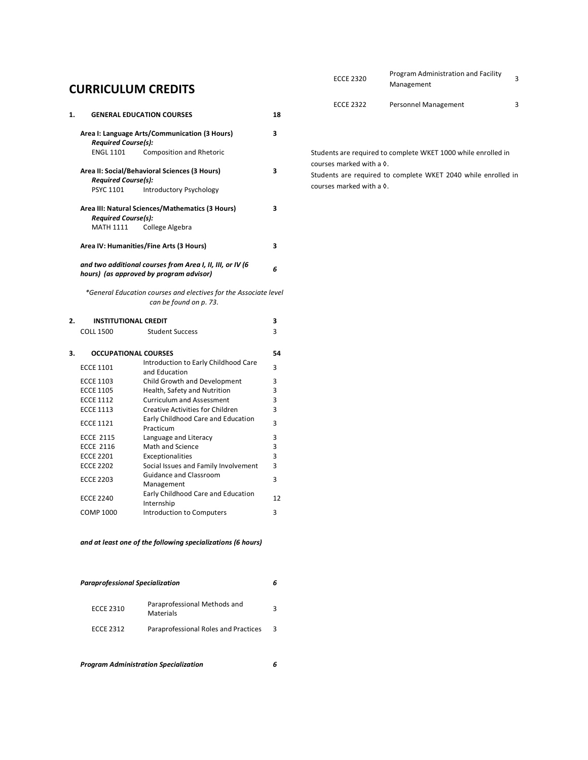## CURRICULUM CREDITS

| | | |
|---|---|---|
| **1. GENERAL EDUCATION COURSES** | | **18** |
| **Area I: Language Arts/Communication (3 Hours)** | | **3** |
| ***Required Course(s):*** | | |
| ENGL 1101 | Composition and Rhetoric | |
| **Area II: Social/Behavioral Sciences (3 Hours)** | | **3** |
| ***Required Course(s):*** | | |
| PSYC 1101 | Introductory Psychology | |
| **Area III: Natural Sciences/Mathematics (3 Hours)** | | **3** |
| ***Required Course(s):*** | | |
| MATH 1111 | College Algebra | |
| **Area IV: Humanities/Fine Arts (3 Hours)** | | **3** |
| ***and two additional courses from Area I, II, III, or IV (6 hours) (as approved by program advisor)*** | | ***6*** |

*\*General Education courses and electives for the Associate level can be found on p. 73.*

| | | |
|---|---|---|
| **2. INSTITUTIONAL CREDIT** | | **3** |
| COLL 1500 | Student Success | 3 |

| | | |
|---|---|---|
| **3. OCCUPATIONAL COURSES** | | **54** |
| ECCE 1101 | Introduction to Early Childhood Care and Education | 3 |
| ECCE 1103 | Child Growth and Development | 3 |
| ECCE 1105 | Health, Safety and Nutrition | 3 |
| ECCE 1112 | Curriculum and Assessment | 3 |
| ECCE 1113 | Creative Activities for Children | 3 |
| ECCE 1121 | Early Childhood Care and Education Practicum | 3 |
| ECCE 2115 | Language and Literacy | 3 |
| ECCE 2116 | Math and Science | 3 |
| ECCE 2201 | Exceptionalities | 3 |
| ECCE 2202 | Social Issues and Family Involvement | 3 |
| ECCE 2203 | Guidance and Classroom Management | 3 |
| ECCE 2240 | Early Childhood Care and Education Internship | 12 |
| COMP 1000 | Introduction to Computers | 3 |

***and at least one of the following specializations (6 hours)***

| | | |
|---|---|---|
| ***Paraprofessional Specialization*** | | ***6*** |
| ECCE 2310 | Paraprofessional Methods and Materials | 3 |
| ECCE 2312 | Paraprofessional Roles and Practices | 3 |
| ***Program Administration Specialization*** | | ***6*** |
| ECCE 2320 | Program Administration and Facility Management | 3 |
| ECCE 2322 | Personnel Management | 3 |

Students are required to complete WKET 1000 while enrolled in courses marked with a ◊.
Students are required to complete WKET 2040 while enrolled in courses marked with a ◊.